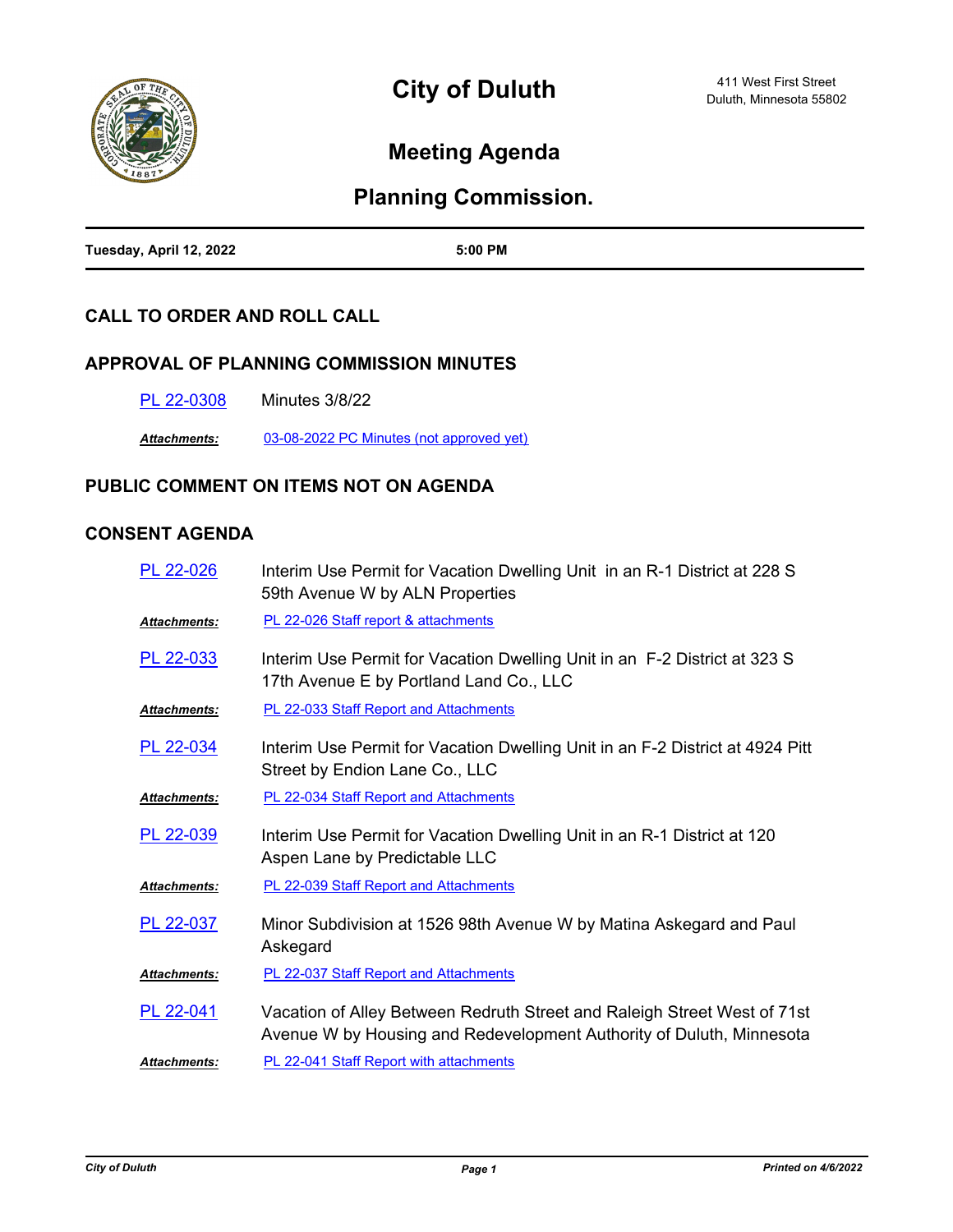# City of Duluth

411 West First Street
Duluth, Minnesota 55802

## Meeting Agenda

## Planning Commission.

**Tuesday, April 12, 2022** **5:00 PM**

### CALL TO ORDER AND ROLL CALL

### APPROVAL OF PLANNING COMMISSION MINUTES

PL 22-0308 Minutes 3/8/22

***Attachments:*** 03-08-2022 PC Minutes (not approved yet)

### PUBLIC COMMENT ON ITEMS NOT ON AGENDA

### CONSENT AGENDA

PL 22-026 Interim Use Permit for Vacation Dwelling Unit in an R-1 District at 228 S 59th Avenue W by ALN Properties

***Attachments:*** PL 22-026 Staff report & attachments

PL 22-033 Interim Use Permit for Vacation Dwelling Unit in an F-2 District at 323 S 17th Avenue E by Portland Land Co., LLC

***Attachments:*** PL 22-033 Staff Report and Attachments

PL 22-034 Interim Use Permit for Vacation Dwelling Unit in an F-2 District at 4924 Pitt Street by Endion Lane Co., LLC

***Attachments:*** PL 22-034 Staff Report and Attachments

PL 22-039 Interim Use Permit for Vacation Dwelling Unit in an R-1 District at 120 Aspen Lane by Predictable LLC

***Attachments:*** PL 22-039 Staff Report and Attachments

PL 22-037 Minor Subdivision at 1526 98th Avenue W by Matina Askegard and Paul Askegard

***Attachments:*** PL 22-037 Staff Report and Attachments

PL 22-041 Vacation of Alley Between Redruth Street and Raleigh Street West of 71st Avenue W by Housing and Redevelopment Authority of Duluth, Minnesota

***Attachments:*** PL 22-041 Staff Report with attachments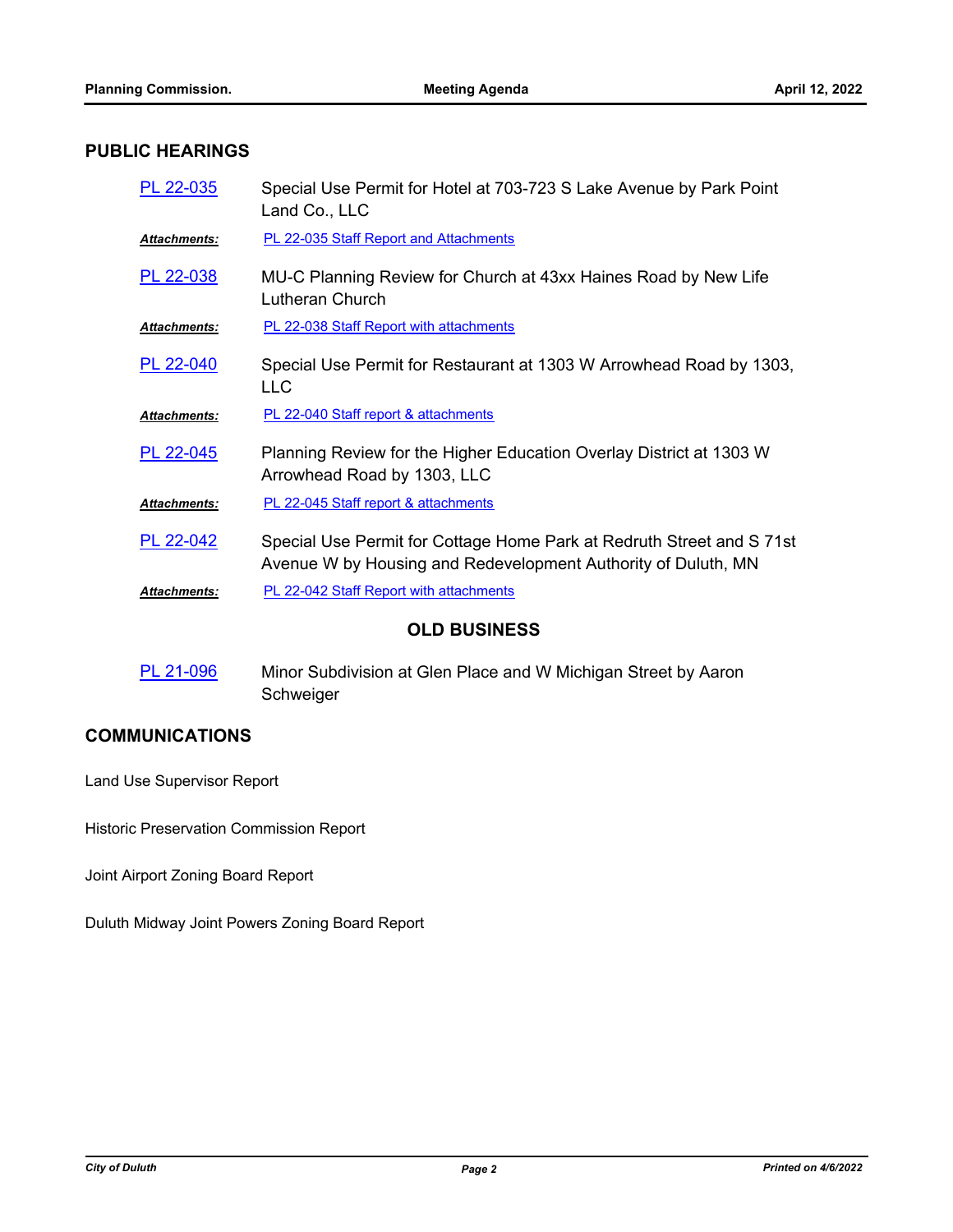## PUBLIC HEARINGS

PL 22-035 — Special Use Permit for Hotel at 703-723 S Lake Avenue by Park Point Land Co., LLC

***Attachments:*** PL 22-035 Staff Report and Attachments

PL 22-038 — MU-C Planning Review for Church at 43xx Haines Road by New Life Lutheran Church

***Attachments:*** PL 22-038 Staff Report with attachments

PL 22-040 — Special Use Permit for Restaurant at 1303 W Arrowhead Road by 1303, LLC

***Attachments:*** PL 22-040 Staff report & attachments

PL 22-045 — Planning Review for the Higher Education Overlay District at 1303 W Arrowhead Road by 1303, LLC

***Attachments:*** PL 22-045 Staff report & attachments

PL 22-042 — Special Use Permit for Cottage Home Park at Redruth Street and S 71st Avenue W by Housing and Redevelopment Authority of Duluth, MN

***Attachments:*** PL 22-042 Staff Report with attachments

## OLD BUSINESS

PL 21-096 — Minor Subdivision at Glen Place and W Michigan Street by Aaron Schweiger

## COMMUNICATIONS

Land Use Supervisor Report

Historic Preservation Commission Report

Joint Airport Zoning Board Report

Duluth Midway Joint Powers Zoning Board Report